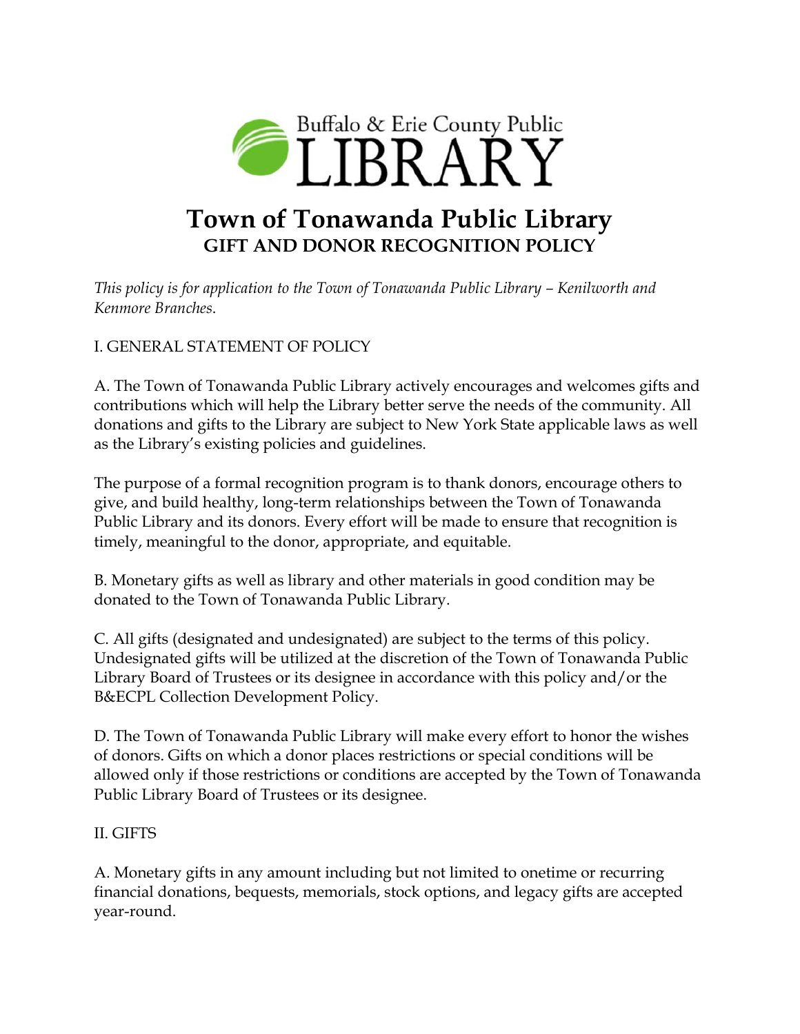Buffalo & Erie County Public LIBRARY

# Town of Tonawanda Public Library

## GIFT AND DONOR RECOGNITION POLICY

*This policy is for application to the Town of Tonawanda Public Library – Kenilworth and Kenmore Branches.*

I. GENERAL STATEMENT OF POLICY

A. The Town of Tonawanda Public Library actively encourages and welcomes gifts and contributions which will help the Library better serve the needs of the community. All donations and gifts to the Library are subject to New York State applicable laws as well as the Library's existing policies and guidelines.

The purpose of a formal recognition program is to thank donors, encourage others to give, and build healthy, long-term relationships between the Town of Tonawanda Public Library and its donors. Every effort will be made to ensure that recognition is timely, meaningful to the donor, appropriate, and equitable.

B. Monetary gifts as well as library and other materials in good condition may be donated to the Town of Tonawanda Public Library.

C. All gifts (designated and undesignated) are subject to the terms of this policy. Undesignated gifts will be utilized at the discretion of the Town of Tonawanda Public Library Board of Trustees or its designee in accordance with this policy and/or the B&ECPL Collection Development Policy.

D. The Town of Tonawanda Public Library will make every effort to honor the wishes of donors. Gifts on which a donor places restrictions or special conditions will be allowed only if those restrictions or conditions are accepted by the Town of Tonawanda Public Library Board of Trustees or its designee.

II. GIFTS

A. Monetary gifts in any amount including but not limited to onetime or recurring financial donations, bequests, memorials, stock options, and legacy gifts are accepted year-round.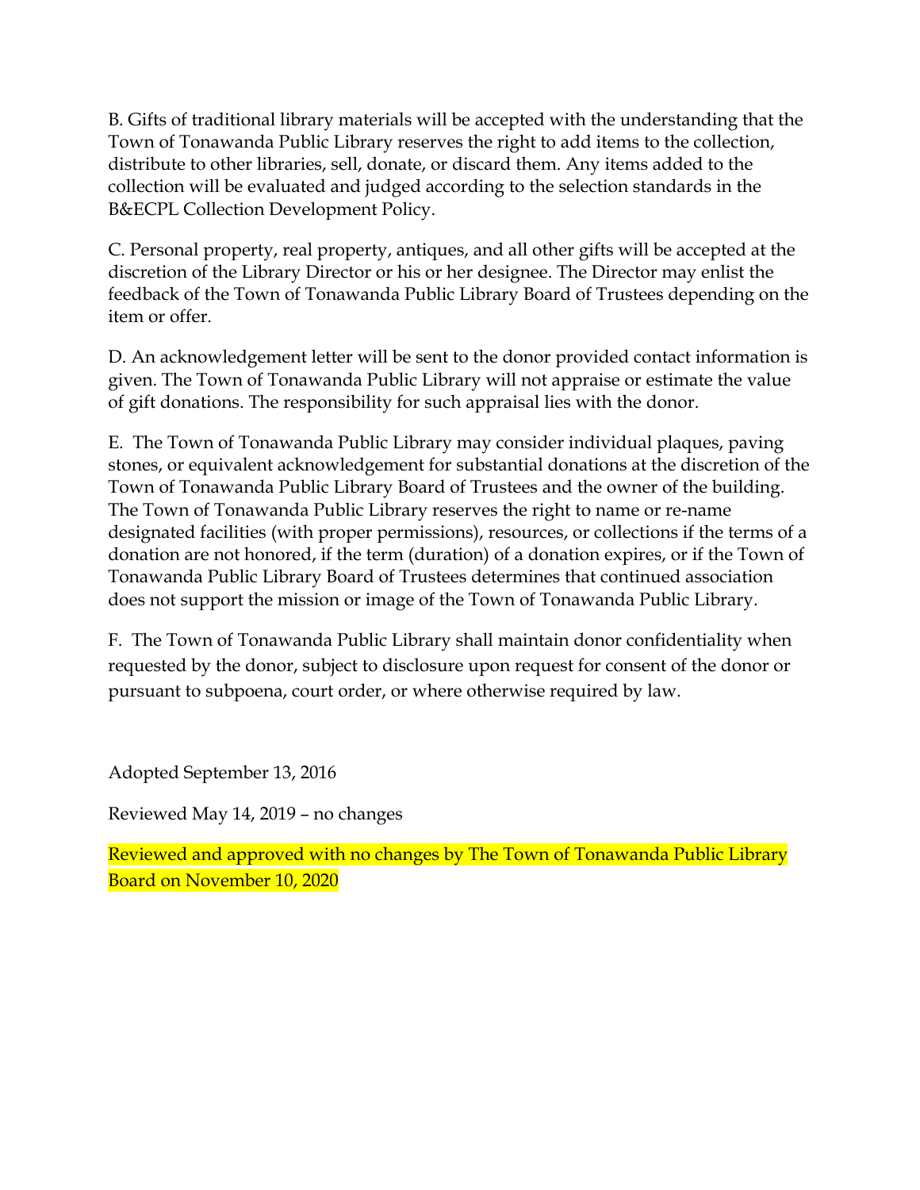B. Gifts of traditional library materials will be accepted with the understanding that the Town of Tonawanda Public Library reserves the right to add items to the collection, distribute to other libraries, sell, donate, or discard them. Any items added to the collection will be evaluated and judged according to the selection standards in the B&ECPL Collection Development Policy.

C. Personal property, real property, antiques, and all other gifts will be accepted at the discretion of the Library Director or his or her designee. The Director may enlist the feedback of the Town of Tonawanda Public Library Board of Trustees depending on the item or offer.

D. An acknowledgement letter will be sent to the donor provided contact information is given. The Town of Tonawanda Public Library will not appraise or estimate the value of gift donations. The responsibility for such appraisal lies with the donor.

E. The Town of Tonawanda Public Library may consider individual plaques, paving stones, or equivalent acknowledgement for substantial donations at the discretion of the Town of Tonawanda Public Library Board of Trustees and the owner of the building. The Town of Tonawanda Public Library reserves the right to name or re-name designated facilities (with proper permissions), resources, or collections if the terms of a donation are not honored, if the term (duration) of a donation expires, or if the Town of Tonawanda Public Library Board of Trustees determines that continued association does not support the mission or image of the Town of Tonawanda Public Library.

F. The Town of Tonawanda Public Library shall maintain donor confidentiality when requested by the donor, subject to disclosure upon request for consent of the donor or pursuant to subpoena, court order, or where otherwise required by law.

Adopted September 13, 2016

Reviewed May 14, 2019 – no changes

Reviewed and approved with no changes by The Town of Tonawanda Public Library Board on November 10, 2020